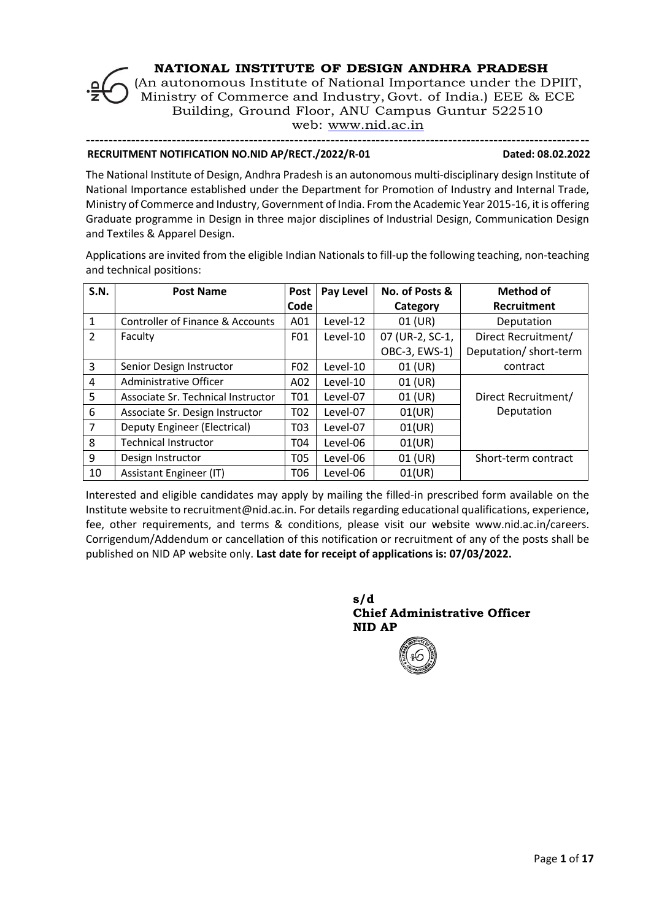# NATIONAL INSTITUTE OF DESIGN ANDHRA PRADESH

(An autonomous Institute of National Importance under the DPIIT, Ministry of Commerce and Industry, Govt. of India.) EEE & ECE Building, Ground Floor, ANU Campus Guntur 522510
web: www.nid.ac.in

---

**RECRUITMENT NOTIFICATION NO.NID AP/RECT./2022/R-01** **Dated: 08.02.2022**

The National Institute of Design, Andhra Pradesh is an autonomous multi-disciplinary design Institute of National Importance established under the Department for Promotion of Industry and Internal Trade, Ministry of Commerce and Industry, Government of India. From the Academic Year 2015-16, it is offering Graduate programme in Design in three major disciplines of Industrial Design, Communication Design and Textiles & Apparel Design.

Applications are invited from the eligible Indian Nationals to fill-up the following teaching, non-teaching and technical positions:

| S.N. | Post Name | Post Code | Pay Level | No. of Posts & Category | Method of Recruitment |
|---|---|---|---|---|---|
| 1 | Controller of Finance & Accounts | A01 | Level-12 | 01 (UR) | Deputation |
| 2 | Faculty | F01 | Level-10 | 07 (UR-2, SC-1, OBC-3, EWS-1) | Direct Recruitment/ Deputation/ short-term contract |
| 3 | Senior Design Instructor | F02 | Level-10 | 01 (UR) | |
| 4 | Administrative Officer | A02 | Level-10 | 01 (UR) | Direct Recruitment/ Deputation |
| 5 | Associate Sr. Technical Instructor | T01 | Level-07 | 01 (UR) | |
| 6 | Associate Sr. Design Instructor | T02 | Level-07 | 01(UR) | |
| 7 | Deputy Engineer (Electrical) | T03 | Level-07 | 01(UR) | |
| 8 | Technical Instructor | T04 | Level-06 | 01(UR) | |
| 9 | Design Instructor | T05 | Level-06 | 01 (UR) | Short-term contract |
| 10 | Assistant Engineer (IT) | T06 | Level-06 | 01(UR) | |

Interested and eligible candidates may apply by mailing the filled-in prescribed form available on the Institute website to recruitment@nid.ac.in. For details regarding educational qualifications, experience, fee, other requirements, and terms & conditions, please visit our website www.nid.ac.in/careers. Corrigendum/Addendum or cancellation of this notification or recruitment of any of the posts shall be published on NID AP website only. **Last date for receipt of applications is: 07/03/2022.**

**s/d**
**Chief Administrative Officer**
**NID AP**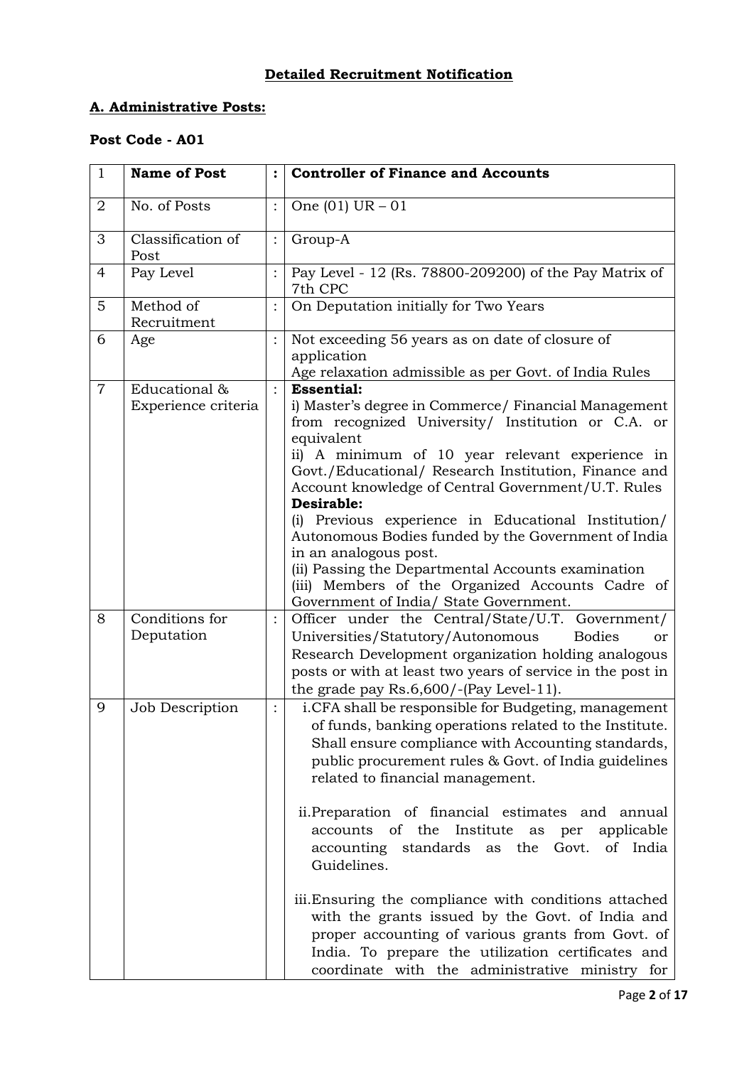## **Detailed Recruitment Notification**

### **A. Administrative Posts:**

#### **Post Code - A01**

| 1 | **Name of Post** | **:** | **Controller of Finance and Accounts** |
|---|---|---|---|
| 2 | No. of Posts | : | One (01) UR – 01 |
| 3 | Classification of Post | : | Group-A |
| 4 | Pay Level | : | Pay Level - 12 (Rs. 78800-209200) of the Pay Matrix of 7th CPC |
| 5 | Method of Recruitment | : | On Deputation initially for Two Years |
| 6 | Age | : | Not exceeding 56 years as on date of closure of application<br>Age relaxation admissible as per Govt. of India Rules |
| 7 | Educational & Experience criteria | : | **Essential:**<br>i) Master's degree in Commerce/ Financial Management from recognized University/ Institution or C.A. or equivalent<br>ii) A minimum of 10 year relevant experience in Govt./Educational/ Research Institution, Finance and Account knowledge of Central Government/U.T. Rules<br>**Desirable:**<br>(i) Previous experience in Educational Institution/ Autonomous Bodies funded by the Government of India in an analogous post.<br>(ii) Passing the Departmental Accounts examination<br>(iii) Members of the Organized Accounts Cadre of Government of India/ State Government. |
| 8 | Conditions for Deputation | : | Officer under the Central/State/U.T. Government/ Universities/Statutory/Autonomous Bodies or Research Development organization holding analogous posts or with at least two years of service in the post in the grade pay Rs.6,600/-(Pay Level-11). |
| 9 | Job Description | : | i. CFA shall be responsible for Budgeting, management of funds, banking operations related to the Institute. Shall ensure compliance with Accounting standards, public procurement rules & Govt. of India guidelines related to financial management.<br><br>ii. Preparation of financial estimates and annual accounts of the Institute as per applicable accounting standards as the Govt. of India Guidelines.<br><br>iii. Ensuring the compliance with conditions attached with the grants issued by the Govt. of India and proper accounting of various grants from Govt. of India. To prepare the utilization certificates and coordinate with the administrative ministry for |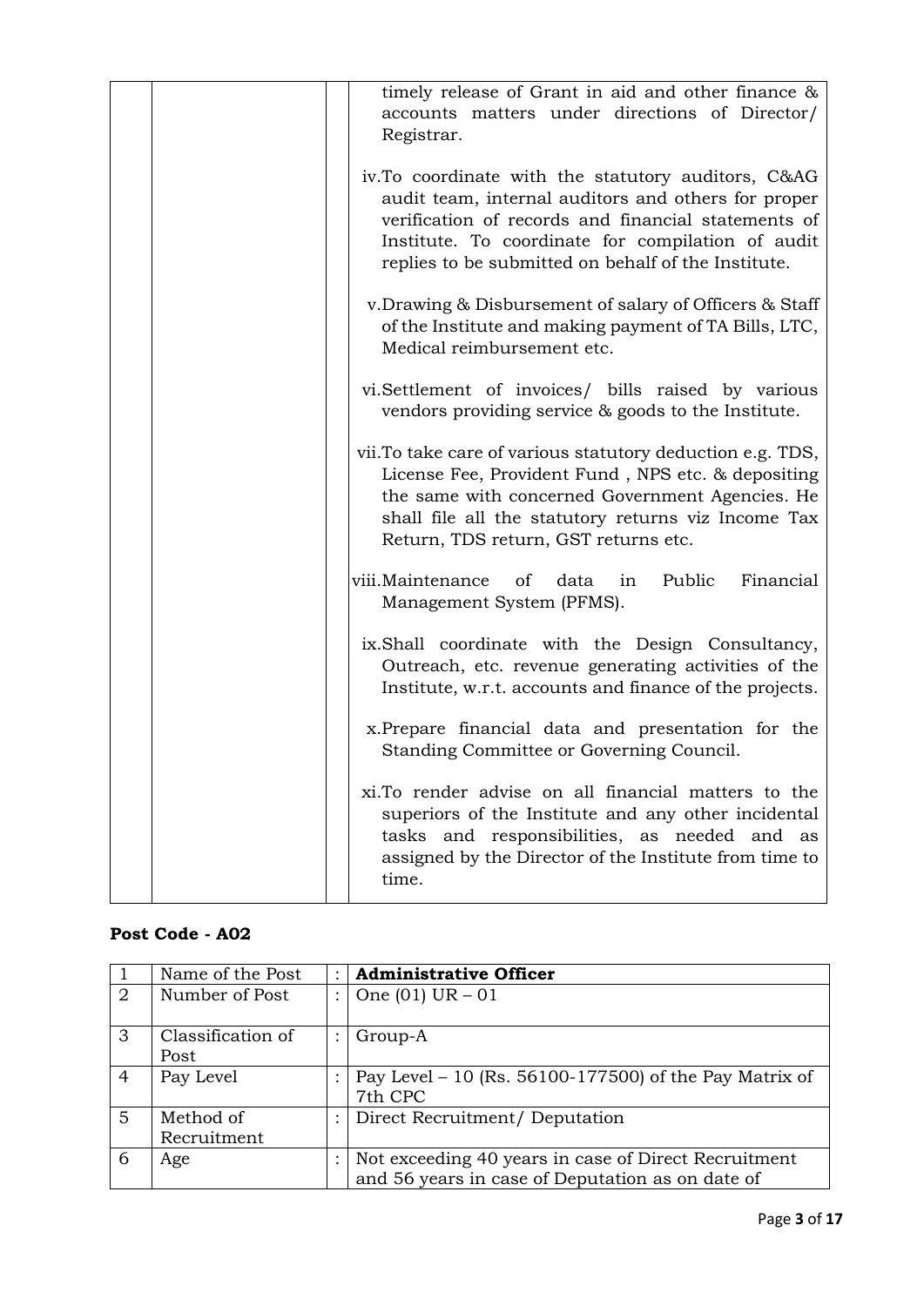| | | | timely release of Grant in aid and other finance & accounts matters under directions of Director/ Registrar.<br><br>iv. To coordinate with the statutory auditors, C&AG audit team, internal auditors and others for proper verification of records and financial statements of Institute. To coordinate for compilation of audit replies to be submitted on behalf of the Institute.<br><br>v. Drawing & Disbursement of salary of Officers & Staff of the Institute and making payment of TA Bills, LTC, Medical reimbursement etc.<br><br>vi. Settlement of invoices/ bills raised by various vendors providing service & goods to the Institute.<br><br>vii. To take care of various statutory deduction e.g. TDS, License Fee, Provident Fund , NPS etc. & depositing the same with concerned Government Agencies. He shall file all the statutory returns viz Income Tax Return, TDS return, GST returns etc.<br><br>viii. Maintenance of data in Public Financial Management System (PFMS).<br><br>ix. Shall coordinate with the Design Consultancy, Outreach, etc. revenue generating activities of the Institute, w.r.t. accounts and finance of the projects.<br><br>x. Prepare financial data and presentation for the Standing Committee or Governing Council.<br><br>xi. To render advise on all financial matters to the superiors of the Institute and any other incidental tasks and responsibilities, as needed and as assigned by the Director of the Institute from time to time. |
|---|---|---|---|

**Post Code - A02**

| 1 | Name of the Post | : | **Administrative Officer** |
|---|---|---|---|
| 2 | Number of Post | : | One (01) UR – 01 |
| 3 | Classification of Post | : | Group-A |
| 4 | Pay Level | : | Pay Level – 10 (Rs. 56100-177500) of the Pay Matrix of 7th CPC |
| 5 | Method of Recruitment | : | Direct Recruitment/ Deputation |
| 6 | Age | : | Not exceeding 40 years in case of Direct Recruitment and 56 years in case of Deputation as on date of |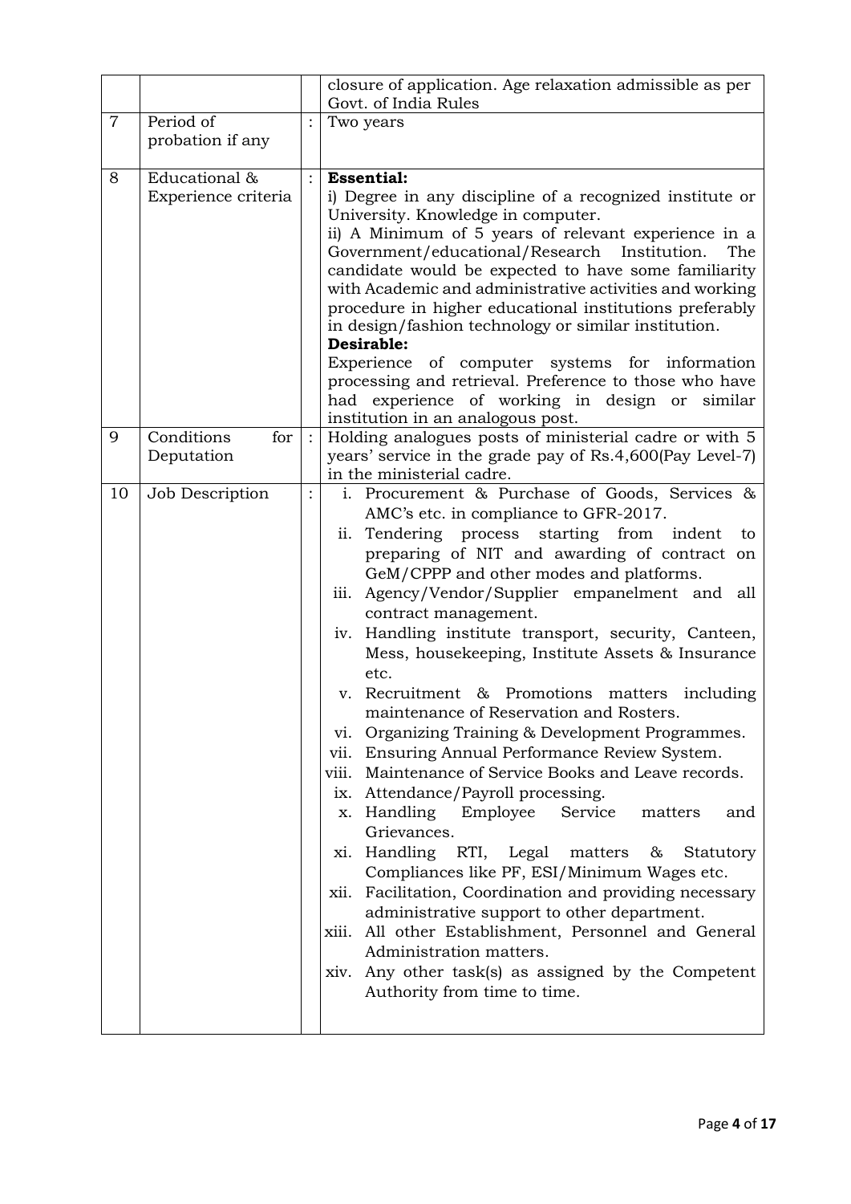| | | | |
|---|---|---|---|
| | | | closure of application. Age relaxation admissible as per Govt. of India Rules |
| 7 | Period of probation if any | : | Two years |
| 8 | Educational & Experience criteria | : | **Essential:**<br>i) Degree in any discipline of a recognized institute or University. Knowledge in computer.<br>ii) A Minimum of 5 years of relevant experience in a Government/educational/Research Institution. The candidate would be expected to have some familiarity with Academic and administrative activities and working procedure in higher educational institutions preferably in design/fashion technology or similar institution.<br>**Desirable:**<br>Experience of computer systems for information processing and retrieval. Preference to those who have had experience of working in design or similar institution in an analogous post. |
| 9 | Conditions for Deputation | : | Holding analogues posts of ministerial cadre or with 5 years' service in the grade pay of Rs.4,600(Pay Level-7) in the ministerial cadre. |
| 10 | Job Description | : | i. Procurement & Purchase of Goods, Services & AMC's etc. in compliance to GFR-2017.<br>ii. Tendering process starting from indent to preparing of NIT and awarding of contract on GeM/CPPP and other modes and platforms.<br>iii. Agency/Vendor/Supplier empanelment and all contract management.<br>iv. Handling institute transport, security, Canteen, Mess, housekeeping, Institute Assets & Insurance etc.<br>v. Recruitment & Promotions matters including maintenance of Reservation and Rosters.<br>vi. Organizing Training & Development Programmes.<br>vii. Ensuring Annual Performance Review System.<br>viii. Maintenance of Service Books and Leave records.<br>ix. Attendance/Payroll processing.<br>x. Handling Employee Service matters and Grievances.<br>xi. Handling RTI, Legal matters & Statutory Compliances like PF, ESI/Minimum Wages etc.<br>xii. Facilitation, Coordination and providing necessary administrative support to other department.<br>xiii. All other Establishment, Personnel and General Administration matters.<br>xiv. Any other task(s) as assigned by the Competent Authority from time to time. |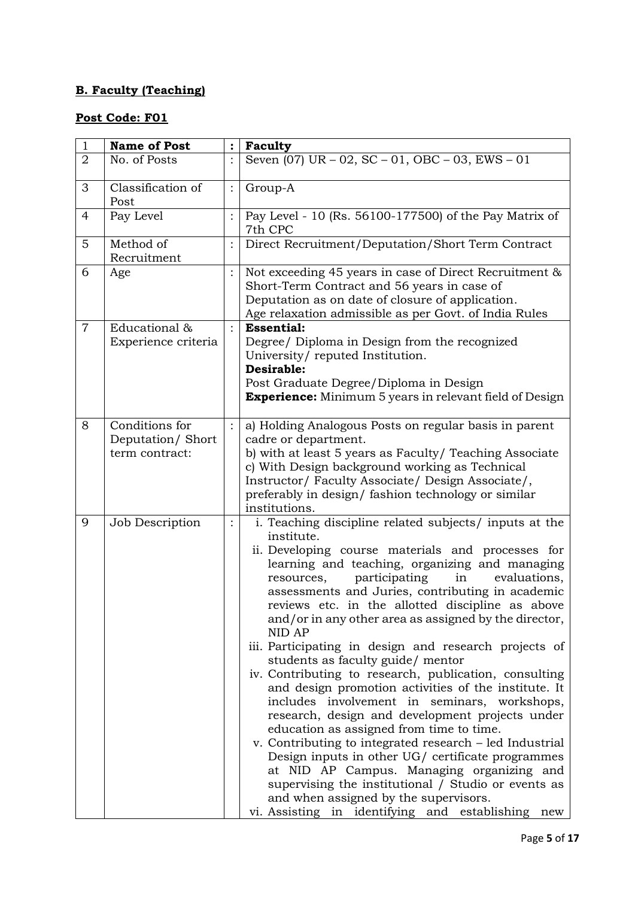**B. Faculty (Teaching)**

**Post Code: F01**

| 1 | **Name of Post** | : | **Faculty** |
|---|---|---|---|
| 2 | No. of Posts | : | Seven (07) UR – 02, SC – 01, OBC – 03, EWS – 01 |
| 3 | Classification of Post | : | Group-A |
| 4 | Pay Level | : | Pay Level - 10 (Rs. 56100-177500) of the Pay Matrix of 7th CPC |
| 5 | Method of Recruitment | : | Direct Recruitment/Deputation/Short Term Contract |
| 6 | Age | : | Not exceeding 45 years in case of Direct Recruitment & Short-Term Contract and 56 years in case of Deputation as on date of closure of application.<br>Age relaxation admissible as per Govt. of India Rules |
| 7 | Educational & Experience criteria | : | **Essential:**<br>Degree/ Diploma in Design from the recognized University/ reputed Institution.<br>**Desirable:**<br>Post Graduate Degree/Diploma in Design<br>**Experience:** Minimum 5 years in relevant field of Design |
| 8 | Conditions for Deputation/ Short term contract: | : | a) Holding Analogous Posts on regular basis in parent cadre or department.<br>b) with at least 5 years as Faculty/ Teaching Associate<br>c) With Design background working as Technical Instructor/ Faculty Associate/ Design Associate/, preferably in design/ fashion technology or similar institutions. |
| 9 | Job Description | : | i. Teaching discipline related subjects/ inputs at the institute.<br>ii. Developing course materials and processes for learning and teaching, organizing and managing resources, participating in evaluations, assessments and Juries, contributing in academic reviews etc. in the allotted discipline as above and/or in any other area as assigned by the director, NID AP<br>iii. Participating in design and research projects of students as faculty guide/ mentor<br>iv. Contributing to research, publication, consulting and design promotion activities of the institute. It includes involvement in seminars, workshops, research, design and development projects under education as assigned from time to time.<br>v. Contributing to integrated research – led Industrial Design inputs in other UG/ certificate programmes at NID AP Campus. Managing organizing and supervising the institutional / Studio or events as and when assigned by the supervisors.<br>vi. Assisting in identifying and establishing new |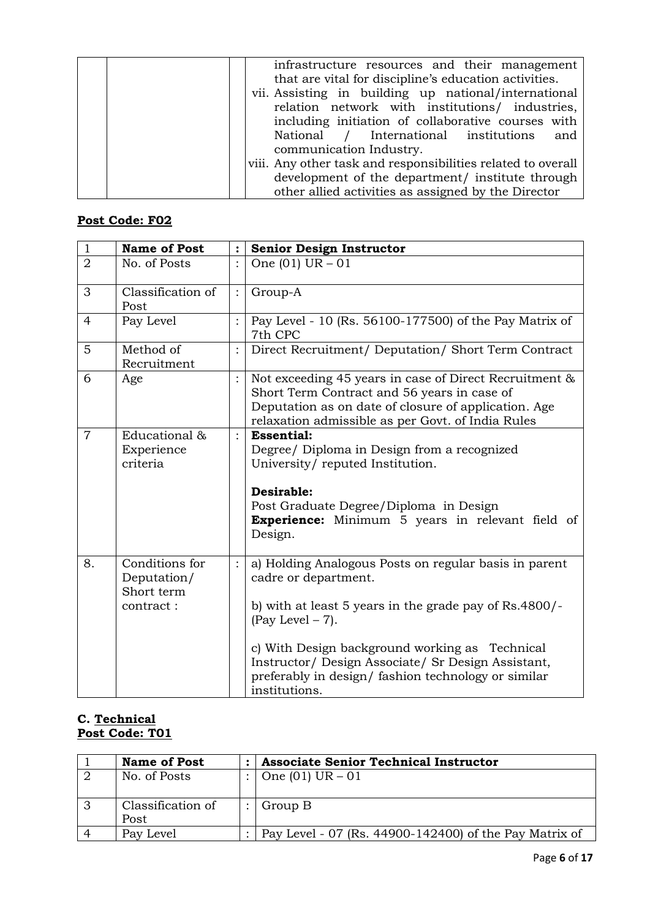| | | | infrastructure resources and their management that are vital for discipline's education activities.<br>vii. Assisting in building up national/international relation network with institutions/ industries, including initiation of collaborative courses with National / International institutions and communication Industry.<br>viii. Any other task and responsibilities related to overall development of the department/ institute through other allied activities as assigned by the Director |
|---|---|---|---|

**Post Code: F02**

| 1 | **Name of Post** | **:** | **Senior Design Instructor** |
|---|---|---|---|
| 2 | No. of Posts | : | One (01) UR – 01 |
| 3 | Classification of Post | : | Group-A |
| 4 | Pay Level | : | Pay Level - 10 (Rs. 56100-177500) of the Pay Matrix of 7th CPC |
| 5 | Method of Recruitment | : | Direct Recruitment/ Deputation/ Short Term Contract |
| 6 | Age | : | Not exceeding 45 years in case of Direct Recruitment & Short Term Contract and 56 years in case of Deputation as on date of closure of application. Age relaxation admissible as per Govt. of India Rules |
| 7 | Educational & Experience criteria | : | **Essential:**<br>Degree/ Diploma in Design from a recognized University/ reputed Institution.<br><br>**Desirable:**<br>Post Graduate Degree/Diploma in Design<br>**Experience:** Minimum 5 years in relevant field of Design. |
| 8. | Conditions for Deputation/ Short term contract : | : | a) Holding Analogous Posts on regular basis in parent cadre or department.<br><br>b) with at least 5 years in the grade pay of Rs.4800/- (Pay Level – 7).<br><br>c) With Design background working as Technical Instructor/ Design Associate/ Sr Design Assistant, preferably in design/ fashion technology or similar institutions. |

**C. Technical**
**Post Code: T01**

| 1 | **Name of Post** | **:** | **Associate Senior Technical Instructor** |
|---|---|---|---|
| 2 | No. of Posts | : | One (01) UR – 01 |
| 3 | Classification of Post | : | Group B |
| 4 | Pay Level | : | Pay Level - 07 (Rs. 44900-142400) of the Pay Matrix of |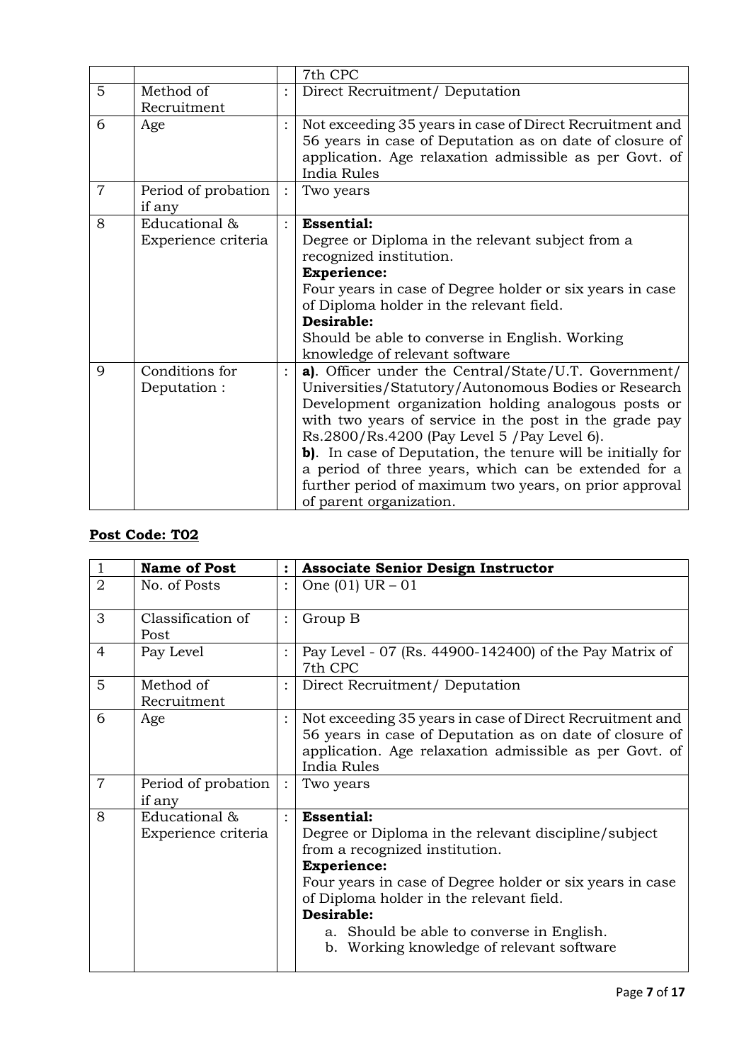| | | | |
|---|---|---|---|
| | | | 7th CPC |
| 5 | Method of Recruitment | : | Direct Recruitment/ Deputation |
| 6 | Age | : | Not exceeding 35 years in case of Direct Recruitment and 56 years in case of Deputation as on date of closure of application. Age relaxation admissible as per Govt. of India Rules |
| 7 | Period of probation if any | : | Two years |
| 8 | Educational & Experience criteria | : | **Essential:**<br>Degree or Diploma in the relevant subject from a recognized institution.<br>**Experience:**<br>Four years in case of Degree holder or six years in case of Diploma holder in the relevant field.<br>**Desirable:**<br>Should be able to converse in English. Working knowledge of relevant software |
| 9 | Conditions for Deputation : | : | **a)**. Officer under the Central/State/U.T. Government/ Universities/Statutory/Autonomous Bodies or Research Development organization holding analogous posts or with two years of service in the post in the grade pay Rs.2800/Rs.4200 (Pay Level 5 /Pay Level 6).<br>**b)**. In case of Deputation, the tenure will be initially for a period of three years, which can be extended for a further period of maximum two years, on prior approval of parent organization. |

**Post Code: T02**

| 1 | **Name of Post** | **:** | **Associate Senior Design Instructor** |
|---|---|---|---|
| 2 | No. of Posts | : | One (01) UR – 01 |
| 3 | Classification of Post | : | Group B |
| 4 | Pay Level | : | Pay Level - 07 (Rs. 44900-142400) of the Pay Matrix of 7th CPC |
| 5 | Method of Recruitment | : | Direct Recruitment/ Deputation |
| 6 | Age | : | Not exceeding 35 years in case of Direct Recruitment and 56 years in case of Deputation as on date of closure of application. Age relaxation admissible as per Govt. of India Rules |
| 7 | Period of probation if any | : | Two years |
| 8 | Educational & Experience criteria | : | **Essential:**<br>Degree or Diploma in the relevant discipline/subject from a recognized institution.<br>**Experience:**<br>Four years in case of Degree holder or six years in case of Diploma holder in the relevant field.<br>**Desirable:**<br>a. Should be able to converse in English.<br>b. Working knowledge of relevant software |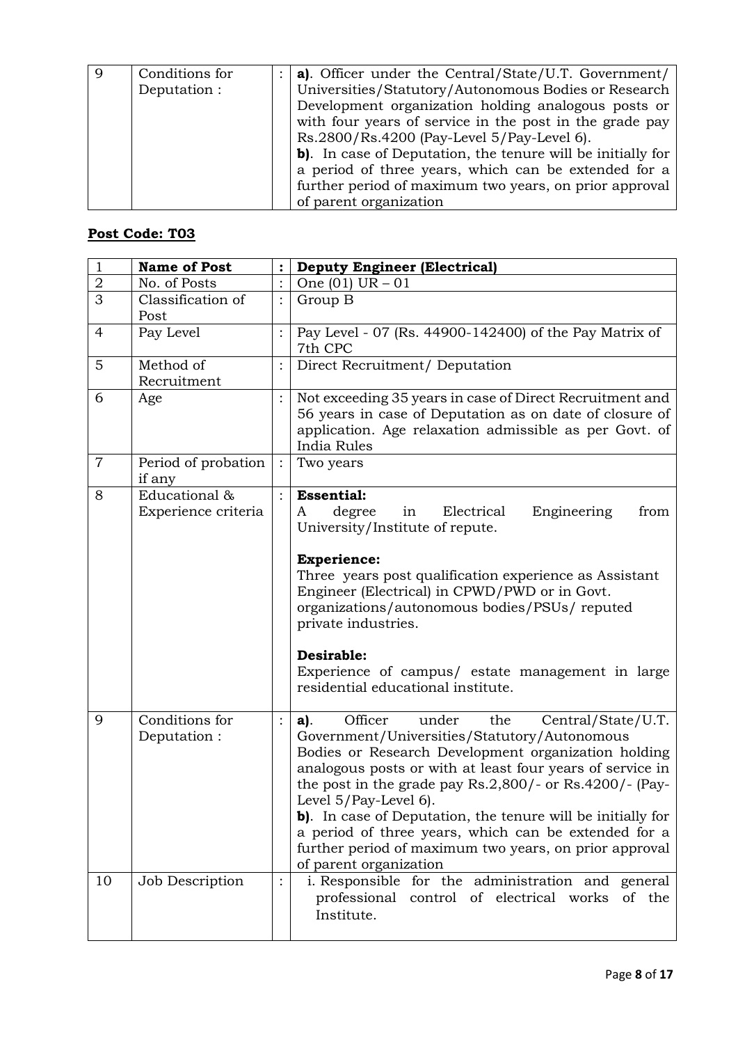| 9 | Conditions for Deputation : | : | **a)**. Officer under the Central/State/U.T. Government/ Universities/Statutory/Autonomous Bodies or Research Development organization holding analogous posts or with four years of service in the post in the grade pay Rs.2800/Rs.4200 (Pay-Level 5/Pay-Level 6).<br>**b)**. In case of Deputation, the tenure will be initially for a period of three years, which can be extended for a further period of maximum two years, on prior approval of parent organization |
|---|---|---|---|

**Post Code: T03**

| 1 | **Name of Post** | **:** | **Deputy Engineer (Electrical)** |
|---|---|---|---|
| 2 | No. of Posts | : | One (01) UR – 01 |
| 3 | Classification of Post | : | Group B |
| 4 | Pay Level | : | Pay Level - 07 (Rs. 44900-142400) of the Pay Matrix of 7th CPC |
| 5 | Method of Recruitment | : | Direct Recruitment/ Deputation |
| 6 | Age | : | Not exceeding 35 years in case of Direct Recruitment and 56 years in case of Deputation as on date of closure of application. Age relaxation admissible as per Govt. of India Rules |
| 7 | Period of probation if any | : | Two years |
| 8 | Educational & Experience criteria | : | **Essential:**<br>A degree in Electrical Engineering from University/Institute of repute.<br><br>**Experience:**<br>Three years post qualification experience as Assistant Engineer (Electrical) in CPWD/PWD or in Govt. organizations/autonomous bodies/PSUs/ reputed private industries.<br><br>**Desirable:**<br>Experience of campus/ estate management in large residential educational institute. |
| 9 | Conditions for Deputation : | : | **a)**. Officer under the Central/State/U.T. Government/Universities/Statutory/Autonomous Bodies or Research Development organization holding analogous posts or with at least four years of service in the post in the grade pay Rs.2,800/- or Rs.4200/- (Pay-Level 5/Pay-Level 6).<br>**b)**. In case of Deputation, the tenure will be initially for a period of three years, which can be extended for a further period of maximum two years, on prior approval of parent organization |
| 10 | Job Description | : | i. Responsible for the administration and general professional control of electrical works of the Institute. |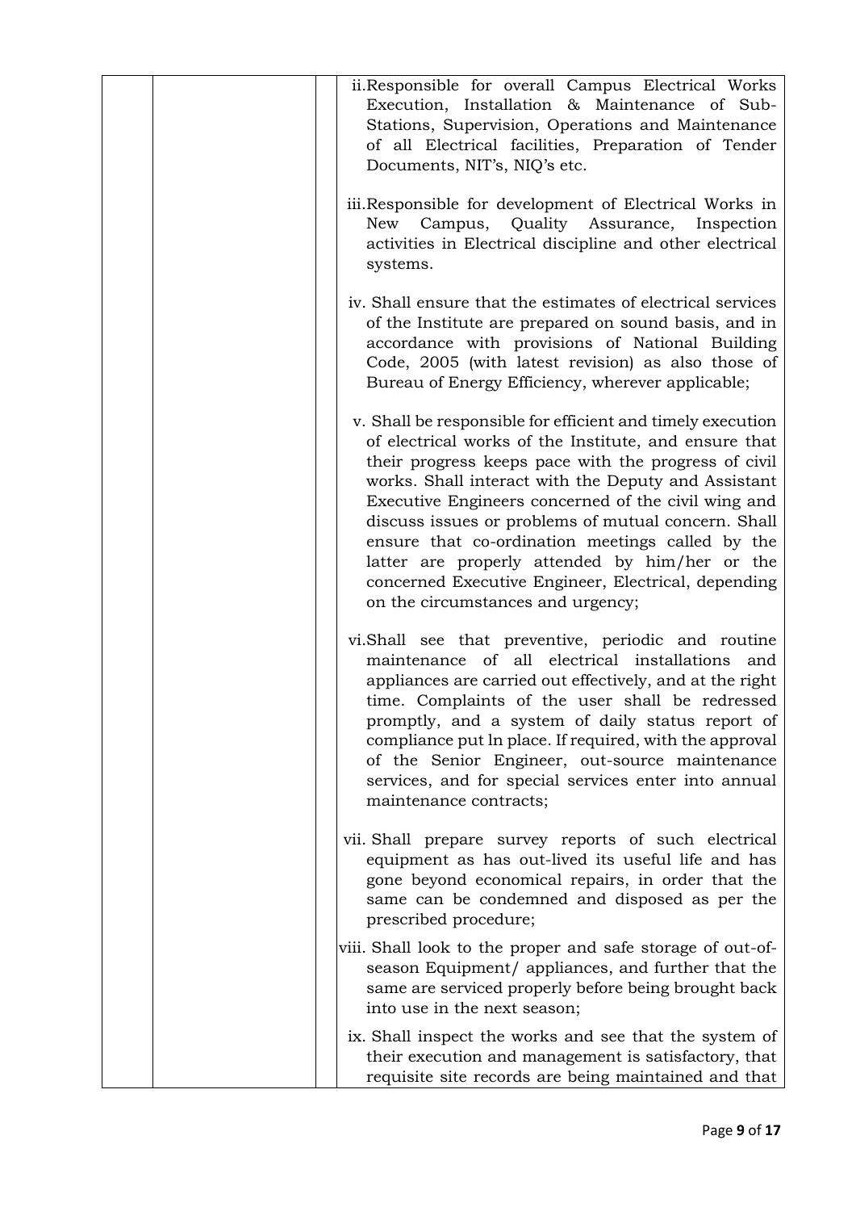| | | | |
|---|---|---|---|
| | | | ii. Responsible for overall Campus Electrical Works Execution, Installation & Maintenance of Sub-Stations, Supervision, Operations and Maintenance of all Electrical facilities, Preparation of Tender Documents, NIT's, NIQ's etc.<br><br>iii. Responsible for development of Electrical Works in New Campus, Quality Assurance, Inspection activities in Electrical discipline and other electrical systems.<br><br>iv. Shall ensure that the estimates of electrical services of the Institute are prepared on sound basis, and in accordance with provisions of National Building Code, 2005 (with latest revision) as also those of Bureau of Energy Efficiency, wherever applicable;<br><br>v. Shall be responsible for efficient and timely execution of electrical works of the Institute, and ensure that their progress keeps pace with the progress of civil works. Shall interact with the Deputy and Assistant Executive Engineers concerned of the civil wing and discuss issues or problems of mutual concern. Shall ensure that co-ordination meetings called by the latter are properly attended by him/her or the concerned Executive Engineer, Electrical, depending on the circumstances and urgency;<br><br>vi. Shall see that preventive, periodic and routine maintenance of all electrical installations and appliances are carried out effectively, and at the right time. Complaints of the user shall be redressed promptly, and a system of daily status report of compliance put ln place. If required, with the approval of the Senior Engineer, out-source maintenance services, and for special services enter into annual maintenance contracts;<br><br>vii. Shall prepare survey reports of such electrical equipment as has out-lived its useful life and has gone beyond economical repairs, in order that the same can be condemned and disposed as per the prescribed procedure;<br><br>viii. Shall look to the proper and safe storage of out-of-season Equipment/ appliances, and further that the same are serviced properly before being brought back into use in the next season;<br><br>ix. Shall inspect the works and see that the system of their execution and management is satisfactory, that requisite site records are being maintained and that |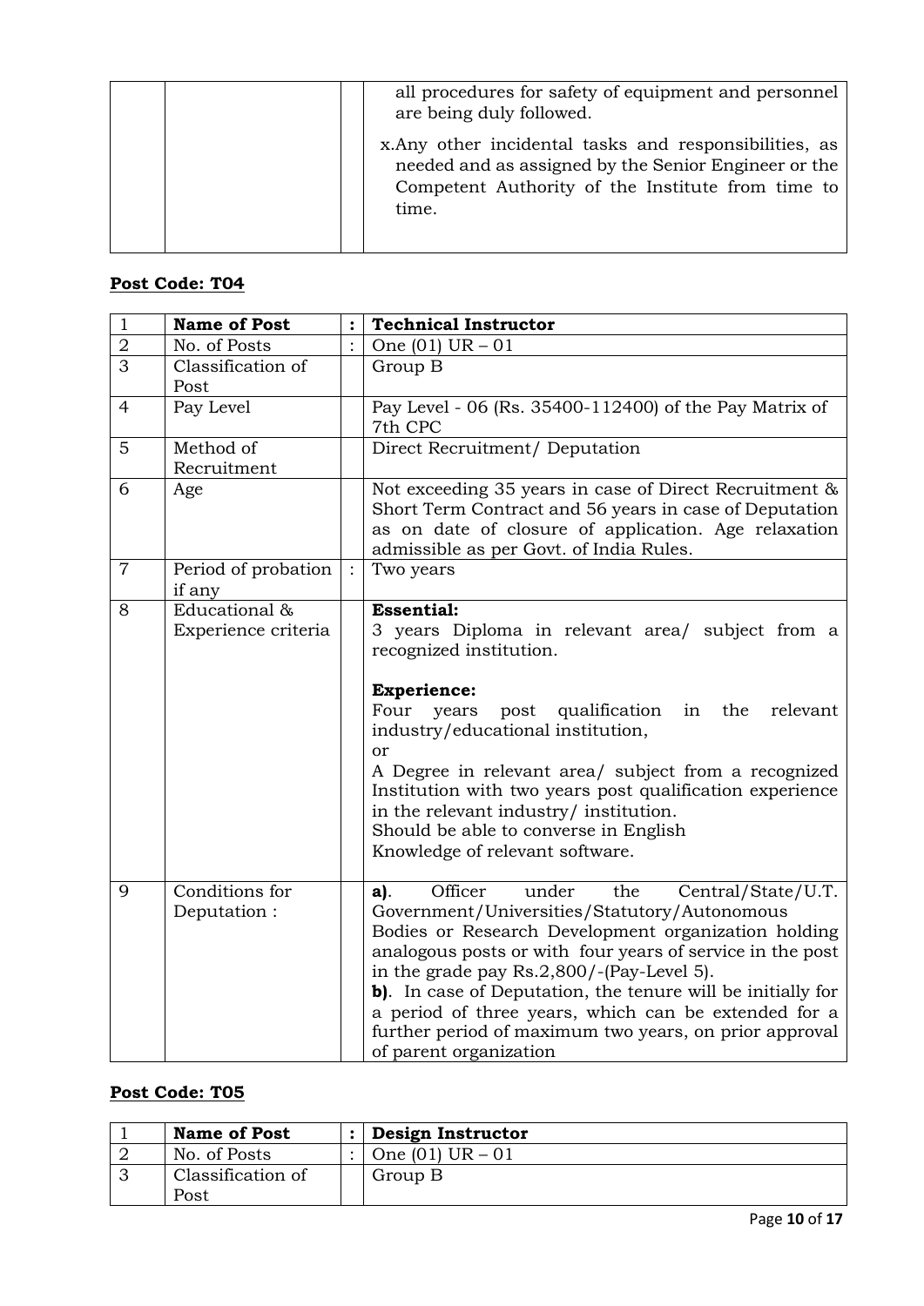| | | | all procedures for safety of equipment and personnel are being duly followed.<br><br>x. Any other incidental tasks and responsibilities, as needed and as assigned by the Senior Engineer or the Competent Authority of the Institute from time to time. |
|---|---|---|---|

**Post Code: T04**

| 1 | **Name of Post** | **:** | **Technical Instructor** |
|---|---|---|---|
| 2 | No. of Posts | : | One (01) UR – 01 |
| 3 | Classification of Post | | Group B |
| 4 | Pay Level | | Pay Level - 06 (Rs. 35400-112400) of the Pay Matrix of 7th CPC |
| 5 | Method of Recruitment | | Direct Recruitment/ Deputation |
| 6 | Age | | Not exceeding 35 years in case of Direct Recruitment & Short Term Contract and 56 years in case of Deputation as on date of closure of application. Age relaxation admissible as per Govt. of India Rules. |
| 7 | Period of probation if any | : | Two years |
| 8 | Educational & Experience criteria | | **Essential:**<br>3 years Diploma in relevant area/ subject from a recognized institution.<br><br>**Experience:**<br>Four years post qualification in the relevant industry/educational institution,<br>or<br>A Degree in relevant area/ subject from a recognized Institution with two years post qualification experience in the relevant industry/ institution.<br>Should be able to converse in English<br>Knowledge of relevant software. |
| 9 | Conditions for Deputation : | | **a)**. Officer under the Central/State/U.T. Government/Universities/Statutory/Autonomous Bodies or Research Development organization holding analogous posts or with four years of service in the post in the grade pay Rs.2,800/-(Pay-Level 5).<br>**b)**. In case of Deputation, the tenure will be initially for a period of three years, which can be extended for a further period of maximum two years, on prior approval of parent organization |

**Post Code: T05**

| 1 | **Name of Post** | **:** | **Design Instructor** |
|---|---|---|---|
| 2 | No. of Posts | : | One (01) UR – 01 |
| 3 | Classification of Post | | Group B |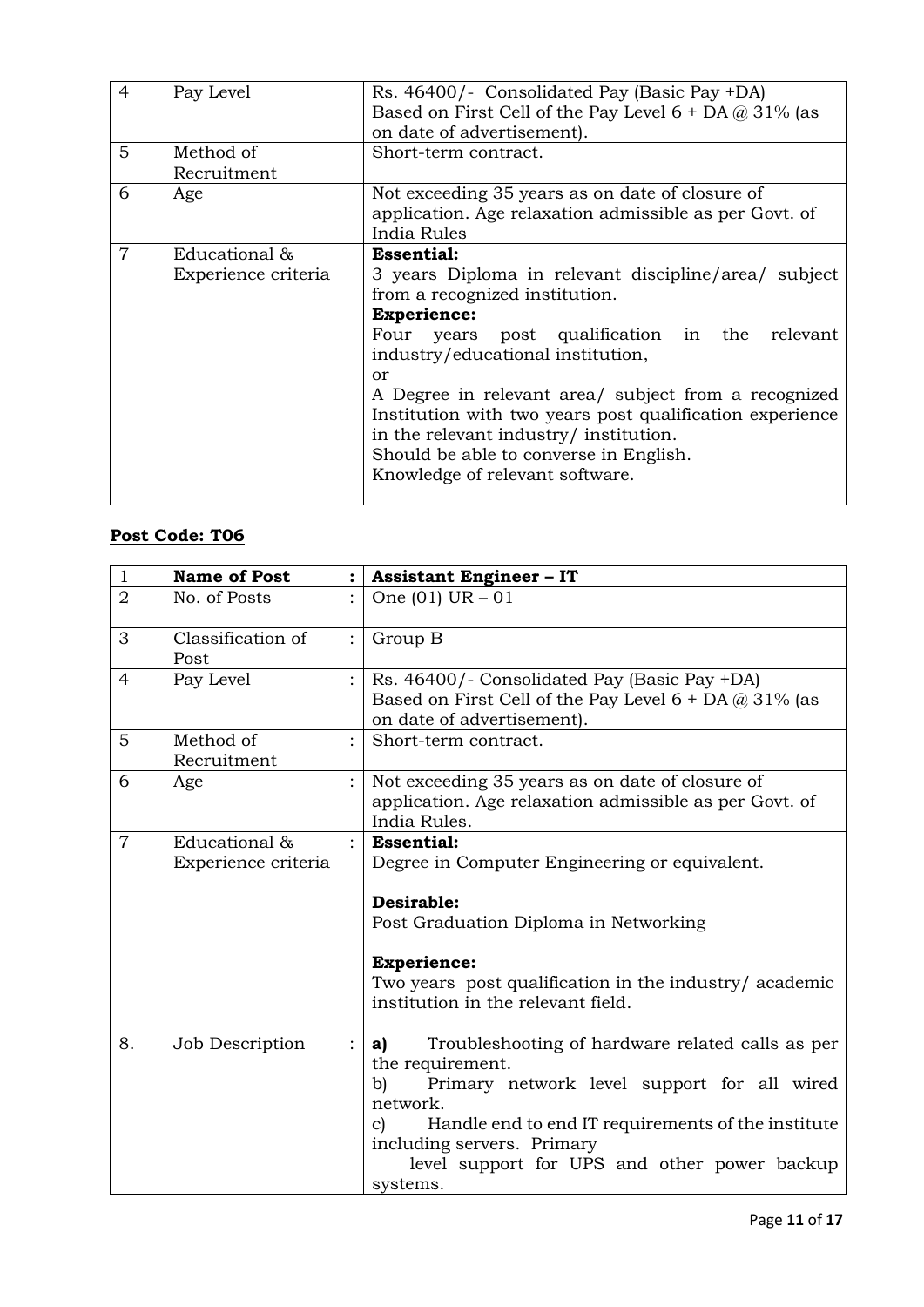| | | | |
|---|---|---|---|
| 4 | Pay Level | | Rs. 46400/- Consolidated Pay (Basic Pay +DA) Based on First Cell of the Pay Level 6 + DA @ 31% (as on date of advertisement). |
| 5 | Method of Recruitment | | Short-term contract. |
| 6 | Age | | Not exceeding 35 years as on date of closure of application. Age relaxation admissible as per Govt. of India Rules |
| 7 | Educational & Experience criteria | | **Essential:**<br>3 years Diploma in relevant discipline/area/ subject from a recognized institution.<br>**Experience:**<br>Four years post qualification in the relevant industry/educational institution,<br>or<br>A Degree in relevant area/ subject from a recognized Institution with two years post qualification experience in the relevant industry/ institution.<br>Should be able to converse in English.<br>Knowledge of relevant software. |

**Post Code: T06**

| | | | |
|---|---|---|---|
| 1 | **Name of Post** | : | **Assistant Engineer – IT** |
| 2 | No. of Posts | : | One (01) UR – 01 |
| 3 | Classification of Post | : | Group B |
| 4 | Pay Level | : | Rs. 46400/- Consolidated Pay (Basic Pay +DA) Based on First Cell of the Pay Level 6 + DA @ 31% (as on date of advertisement). |
| 5 | Method of Recruitment | : | Short-term contract. |
| 6 | Age | : | Not exceeding 35 years as on date of closure of application. Age relaxation admissible as per Govt. of India Rules. |
| 7 | Educational & Experience criteria | : | **Essential:**<br>Degree in Computer Engineering or equivalent.<br><br>**Desirable:**<br>Post Graduation Diploma in Networking<br><br>**Experience:**<br>Two years post qualification in the industry/ academic institution in the relevant field. |
| 8. | Job Description | : | **a)** Troubleshooting of hardware related calls as per the requirement.<br>b) Primary network level support for all wired network.<br>c) Handle end to end IT requirements of the institute including servers. Primary level support for UPS and other power backup systems. |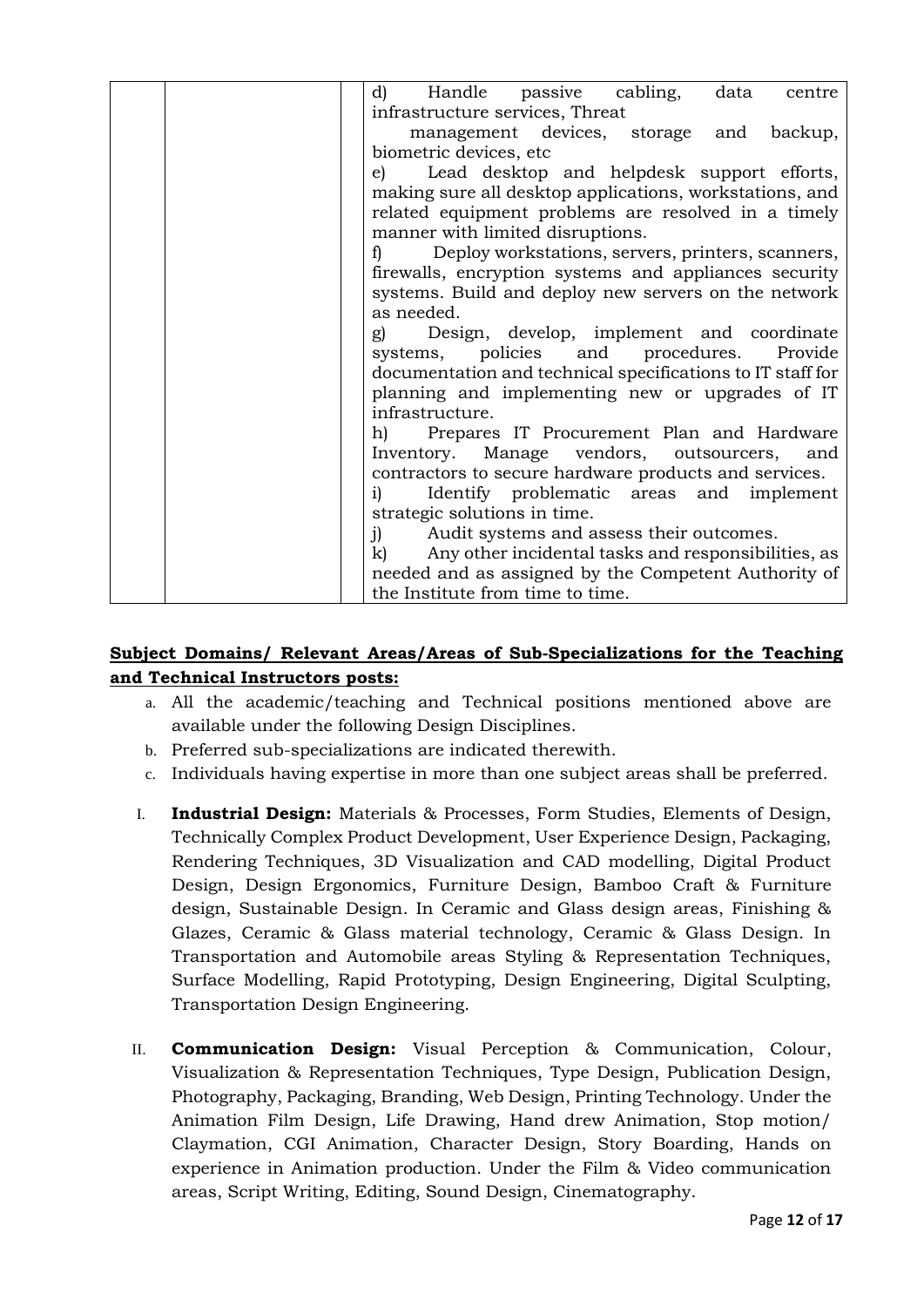| | | |
|---|---|---|
| | | d) Handle passive cabling, data centre infrastructure services, Threat management devices, storage and backup, biometric devices, etc<br>e) Lead desktop and helpdesk support efforts, making sure all desktop applications, workstations, and related equipment problems are resolved in a timely manner with limited disruptions.<br>f) Deploy workstations, servers, printers, scanners, firewalls, encryption systems and appliances security systems. Build and deploy new servers on the network as needed.<br>g) Design, develop, implement and coordinate systems, policies and procedures. Provide documentation and technical specifications to IT staff for planning and implementing new or upgrades of IT infrastructure.<br>h) Prepares IT Procurement Plan and Hardware Inventory. Manage vendors, outsourcers, and contractors to secure hardware products and services.<br>i) Identify problematic areas and implement strategic solutions in time.<br>j) Audit systems and assess their outcomes.<br>k) Any other incidental tasks and responsibilities, as needed and as assigned by the Competent Authority of the Institute from time to time. |

**Subject Domains/ Relevant Areas/Areas of Sub-Specializations for the Teaching and Technical Instructors posts:**

a. All the academic/teaching and Technical positions mentioned above are available under the following Design Disciplines.
b. Preferred sub-specializations are indicated therewith.
c. Individuals having expertise in more than one subject areas shall be preferred.

I. **Industrial Design:** Materials & Processes, Form Studies, Elements of Design, Technically Complex Product Development, User Experience Design, Packaging, Rendering Techniques, 3D Visualization and CAD modelling, Digital Product Design, Design Ergonomics, Furniture Design, Bamboo Craft & Furniture design, Sustainable Design. In Ceramic and Glass design areas, Finishing & Glazes, Ceramic & Glass material technology, Ceramic & Glass Design. In Transportation and Automobile areas Styling & Representation Techniques, Surface Modelling, Rapid Prototyping, Design Engineering, Digital Sculpting, Transportation Design Engineering.

II. **Communication Design:** Visual Perception & Communication, Colour, Visualization & Representation Techniques, Type Design, Publication Design, Photography, Packaging, Branding, Web Design, Printing Technology. Under the Animation Film Design, Life Drawing, Hand drew Animation, Stop motion/ Claymation, CGI Animation, Character Design, Story Boarding, Hands on experience in Animation production. Under the Film & Video communication areas, Script Writing, Editing, Sound Design, Cinematography.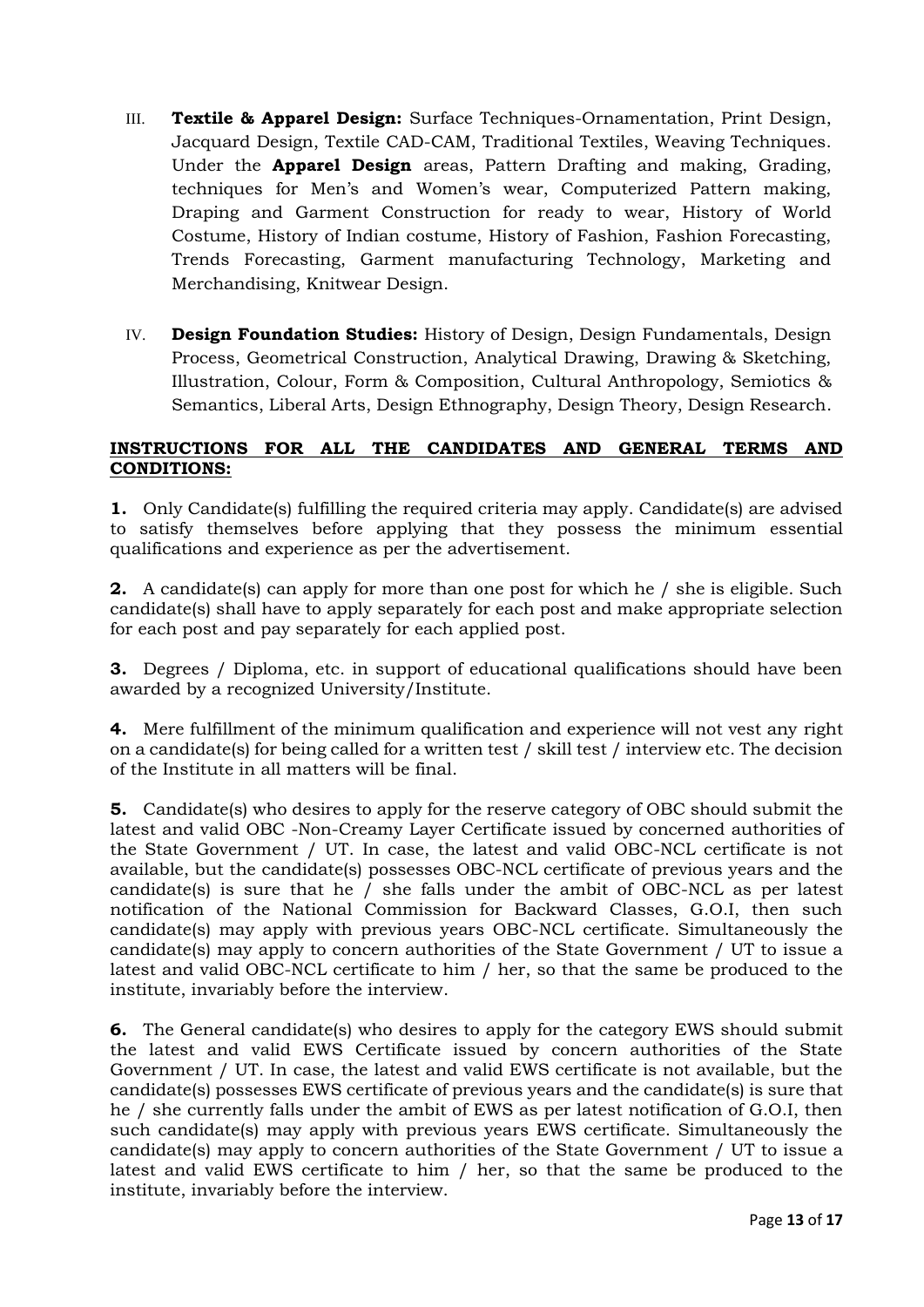III. **Textile & Apparel Design:** Surface Techniques-Ornamentation, Print Design, Jacquard Design, Textile CAD-CAM, Traditional Textiles, Weaving Techniques. Under the **Apparel Design** areas, Pattern Drafting and making, Grading, techniques for Men's and Women's wear, Computerized Pattern making, Draping and Garment Construction for ready to wear, History of World Costume, History of Indian costume, History of Fashion, Fashion Forecasting, Trends Forecasting, Garment manufacturing Technology, Marketing and Merchandising, Knitwear Design.

IV. **Design Foundation Studies:** History of Design, Design Fundamentals, Design Process, Geometrical Construction, Analytical Drawing, Drawing & Sketching, Illustration, Colour, Form & Composition, Cultural Anthropology, Semiotics & Semantics, Liberal Arts, Design Ethnography, Design Theory, Design Research.

**INSTRUCTIONS FOR ALL THE CANDIDATES AND GENERAL TERMS AND CONDITIONS:**

**1.** Only Candidate(s) fulfilling the required criteria may apply. Candidate(s) are advised to satisfy themselves before applying that they possess the minimum essential qualifications and experience as per the advertisement.

**2.** A candidate(s) can apply for more than one post for which he / she is eligible. Such candidate(s) shall have to apply separately for each post and make appropriate selection for each post and pay separately for each applied post.

**3.** Degrees / Diploma, etc. in support of educational qualifications should have been awarded by a recognized University/Institute.

**4.** Mere fulfillment of the minimum qualification and experience will not vest any right on a candidate(s) for being called for a written test / skill test / interview etc. The decision of the Institute in all matters will be final.

**5.** Candidate(s) who desires to apply for the reserve category of OBC should submit the latest and valid OBC -Non-Creamy Layer Certificate issued by concerned authorities of the State Government / UT. In case, the latest and valid OBC-NCL certificate is not available, but the candidate(s) possesses OBC-NCL certificate of previous years and the candidate(s) is sure that he / she falls under the ambit of OBC-NCL as per latest notification of the National Commission for Backward Classes, G.O.I, then such candidate(s) may apply with previous years OBC-NCL certificate. Simultaneously the candidate(s) may apply to concern authorities of the State Government / UT to issue a latest and valid OBC-NCL certificate to him / her, so that the same be produced to the institute, invariably before the interview.

**6.** The General candidate(s) who desires to apply for the category EWS should submit the latest and valid EWS Certificate issued by concern authorities of the State Government / UT. In case, the latest and valid EWS certificate is not available, but the candidate(s) possesses EWS certificate of previous years and the candidate(s) is sure that he / she currently falls under the ambit of EWS as per latest notification of G.O.I, then such candidate(s) may apply with previous years EWS certificate. Simultaneously the candidate(s) may apply to concern authorities of the State Government / UT to issue a latest and valid EWS certificate to him / her, so that the same be produced to the institute, invariably before the interview.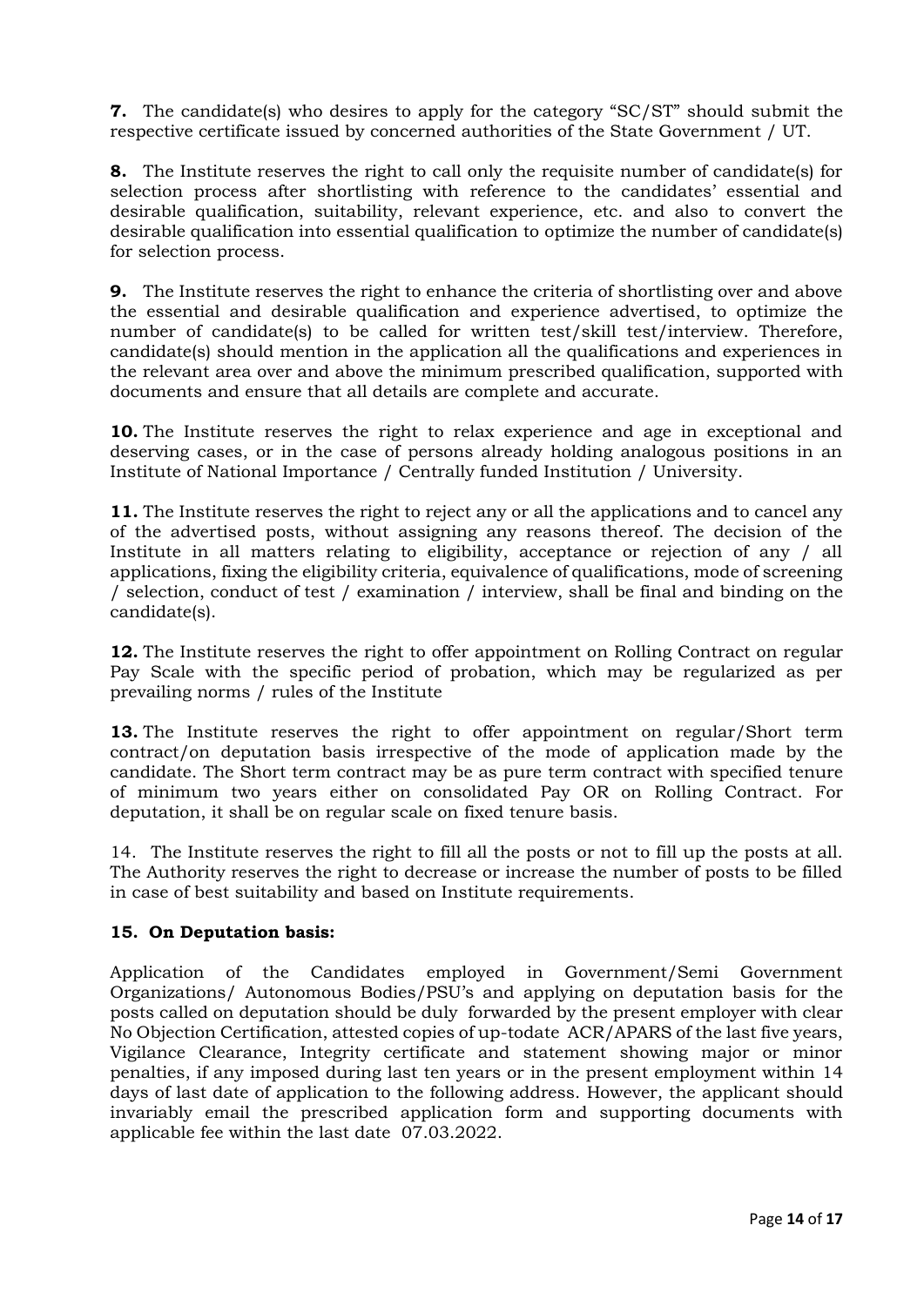**7.** The candidate(s) who desires to apply for the category "SC/ST" should submit the respective certificate issued by concerned authorities of the State Government / UT.

**8.** The Institute reserves the right to call only the requisite number of candidate(s) for selection process after shortlisting with reference to the candidates' essential and desirable qualification, suitability, relevant experience, etc. and also to convert the desirable qualification into essential qualification to optimize the number of candidate(s) for selection process.

**9.** The Institute reserves the right to enhance the criteria of shortlisting over and above the essential and desirable qualification and experience advertised, to optimize the number of candidate(s) to be called for written test/skill test/interview. Therefore, candidate(s) should mention in the application all the qualifications and experiences in the relevant area over and above the minimum prescribed qualification, supported with documents and ensure that all details are complete and accurate.

**10.** The Institute reserves the right to relax experience and age in exceptional and deserving cases, or in the case of persons already holding analogous positions in an Institute of National Importance / Centrally funded Institution / University.

**11.** The Institute reserves the right to reject any or all the applications and to cancel any of the advertised posts, without assigning any reasons thereof. The decision of the Institute in all matters relating to eligibility, acceptance or rejection of any / all applications, fixing the eligibility criteria, equivalence of qualifications, mode of screening / selection, conduct of test / examination / interview, shall be final and binding on the candidate(s).

**12.** The Institute reserves the right to offer appointment on Rolling Contract on regular Pay Scale with the specific period of probation, which may be regularized as per prevailing norms / rules of the Institute

**13.** The Institute reserves the right to offer appointment on regular/Short term contract/on deputation basis irrespective of the mode of application made by the candidate. The Short term contract may be as pure term contract with specified tenure of minimum two years either on consolidated Pay OR on Rolling Contract. For deputation, it shall be on regular scale on fixed tenure basis.

14. The Institute reserves the right to fill all the posts or not to fill up the posts at all. The Authority reserves the right to decrease or increase the number of posts to be filled in case of best suitability and based on Institute requirements.

**15. On Deputation basis:**

Application of the Candidates employed in Government/Semi Government Organizations/ Autonomous Bodies/PSU's and applying on deputation basis for the posts called on deputation should be duly forwarded by the present employer with clear No Objection Certification, attested copies of up-todate ACR/APARS of the last five years, Vigilance Clearance, Integrity certificate and statement showing major or minor penalties, if any imposed during last ten years or in the present employment within 14 days of last date of application to the following address. However, the applicant should invariably email the prescribed application form and supporting documents with applicable fee within the last date 07.03.2022.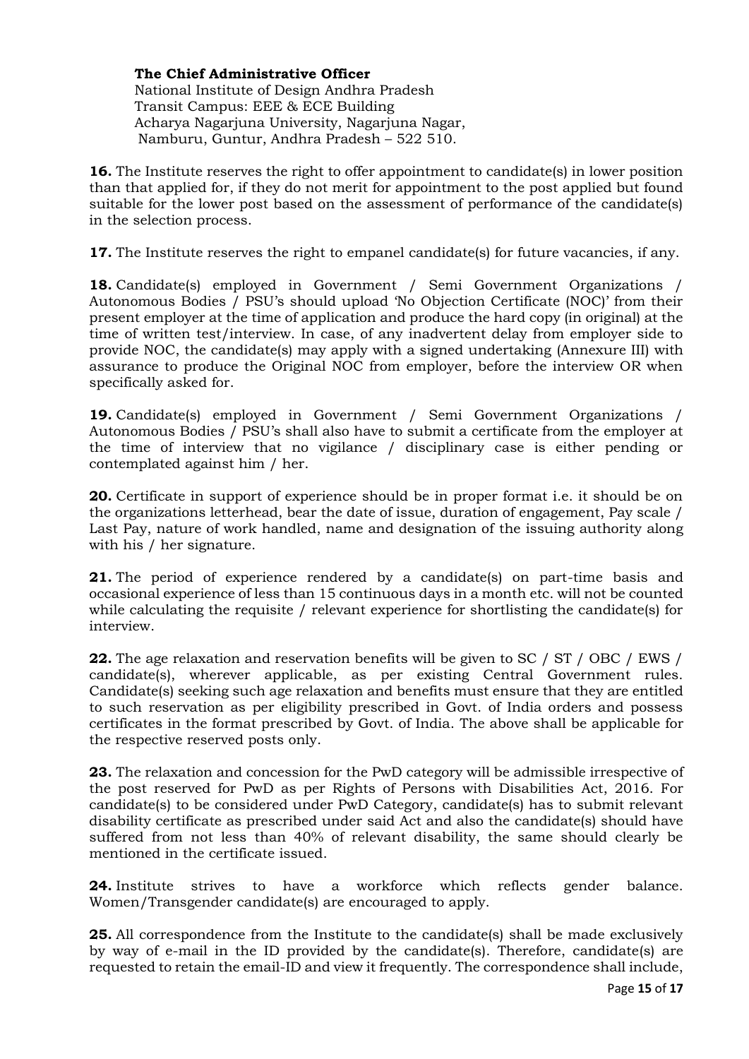**The Chief Administrative Officer**
National Institute of Design Andhra Pradesh
Transit Campus: EEE & ECE Building
Acharya Nagarjuna University, Nagarjuna Nagar,
Namburu, Guntur, Andhra Pradesh – 522 510.

**16.** The Institute reserves the right to offer appointment to candidate(s) in lower position than that applied for, if they do not merit for appointment to the post applied but found suitable for the lower post based on the assessment of performance of the candidate(s) in the selection process.

**17.** The Institute reserves the right to empanel candidate(s) for future vacancies, if any.

**18.** Candidate(s) employed in Government / Semi Government Organizations / Autonomous Bodies / PSU's should upload 'No Objection Certificate (NOC)' from their present employer at the time of application and produce the hard copy (in original) at the time of written test/interview. In case, of any inadvertent delay from employer side to provide NOC, the candidate(s) may apply with a signed undertaking (Annexure III) with assurance to produce the Original NOC from employer, before the interview OR when specifically asked for.

**19.** Candidate(s) employed in Government / Semi Government Organizations / Autonomous Bodies / PSU's shall also have to submit a certificate from the employer at the time of interview that no vigilance / disciplinary case is either pending or contemplated against him / her.

**20.** Certificate in support of experience should be in proper format i.e. it should be on the organizations letterhead, bear the date of issue, duration of engagement, Pay scale / Last Pay, nature of work handled, name and designation of the issuing authority along with his / her signature.

**21.** The period of experience rendered by a candidate(s) on part-time basis and occasional experience of less than 15 continuous days in a month etc. will not be counted while calculating the requisite / relevant experience for shortlisting the candidate(s) for interview.

**22.** The age relaxation and reservation benefits will be given to SC / ST / OBC / EWS / candidate(s), wherever applicable, as per existing Central Government rules. Candidate(s) seeking such age relaxation and benefits must ensure that they are entitled to such reservation as per eligibility prescribed in Govt. of India orders and possess certificates in the format prescribed by Govt. of India. The above shall be applicable for the respective reserved posts only.

**23.** The relaxation and concession for the PwD category will be admissible irrespective of the post reserved for PwD as per Rights of Persons with Disabilities Act, 2016. For candidate(s) to be considered under PwD Category, candidate(s) has to submit relevant disability certificate as prescribed under said Act and also the candidate(s) should have suffered from not less than 40% of relevant disability, the same should clearly be mentioned in the certificate issued.

**24.** Institute strives to have a workforce which reflects gender balance. Women/Transgender candidate(s) are encouraged to apply.

**25.** All correspondence from the Institute to the candidate(s) shall be made exclusively by way of e-mail in the ID provided by the candidate(s). Therefore, candidate(s) are requested to retain the email-ID and view it frequently. The correspondence shall include,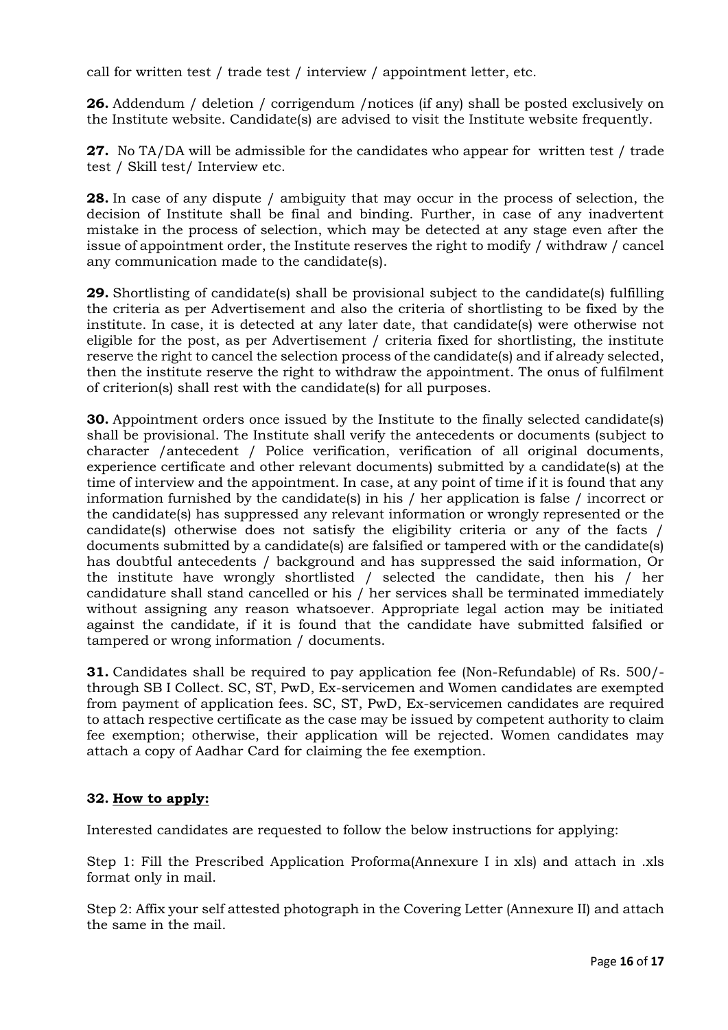call for written test / trade test / interview / appointment letter, etc.

**26.** Addendum / deletion / corrigendum /notices (if any) shall be posted exclusively on the Institute website. Candidate(s) are advised to visit the Institute website frequently.

**27.** No TA/DA will be admissible for the candidates who appear for written test / trade test / Skill test/ Interview etc.

**28.** In case of any dispute / ambiguity that may occur in the process of selection, the decision of Institute shall be final and binding. Further, in case of any inadvertent mistake in the process of selection, which may be detected at any stage even after the issue of appointment order, the Institute reserves the right to modify / withdraw / cancel any communication made to the candidate(s).

**29.** Shortlisting of candidate(s) shall be provisional subject to the candidate(s) fulfilling the criteria as per Advertisement and also the criteria of shortlisting to be fixed by the institute. In case, it is detected at any later date, that candidate(s) were otherwise not eligible for the post, as per Advertisement / criteria fixed for shortlisting, the institute reserve the right to cancel the selection process of the candidate(s) and if already selected, then the institute reserve the right to withdraw the appointment. The onus of fulfilment of criterion(s) shall rest with the candidate(s) for all purposes.

**30.** Appointment orders once issued by the Institute to the finally selected candidate(s) shall be provisional. The Institute shall verify the antecedents or documents (subject to character /antecedent / Police verification, verification of all original documents, experience certificate and other relevant documents) submitted by a candidate(s) at the time of interview and the appointment. In case, at any point of time if it is found that any information furnished by the candidate(s) in his / her application is false / incorrect or the candidate(s) has suppressed any relevant information or wrongly represented or the candidate(s) otherwise does not satisfy the eligibility criteria or any of the facts / documents submitted by a candidate(s) are falsified or tampered with or the candidate(s) has doubtful antecedents / background and has suppressed the said information, Or the institute have wrongly shortlisted / selected the candidate, then his / her candidature shall stand cancelled or his / her services shall be terminated immediately without assigning any reason whatsoever. Appropriate legal action may be initiated against the candidate, if it is found that the candidate have submitted falsified or tampered or wrong information / documents.

**31.** Candidates shall be required to pay application fee (Non-Refundable) of Rs. 500/- through SB I Collect. SC, ST, PwD, Ex-servicemen and Women candidates are exempted from payment of application fees. SC, ST, PwD, Ex-servicemen candidates are required to attach respective certificate as the case may be issued by competent authority to claim fee exemption; otherwise, their application will be rejected. Women candidates may attach a copy of Aadhar Card for claiming the fee exemption.

**32. <u>How to apply:</u>**

Interested candidates are requested to follow the below instructions for applying:

Step 1: Fill the Prescribed Application Proforma(Annexure I in xls) and attach in .xls format only in mail.

Step 2: Affix your self attested photograph in the Covering Letter (Annexure II) and attach the same in the mail.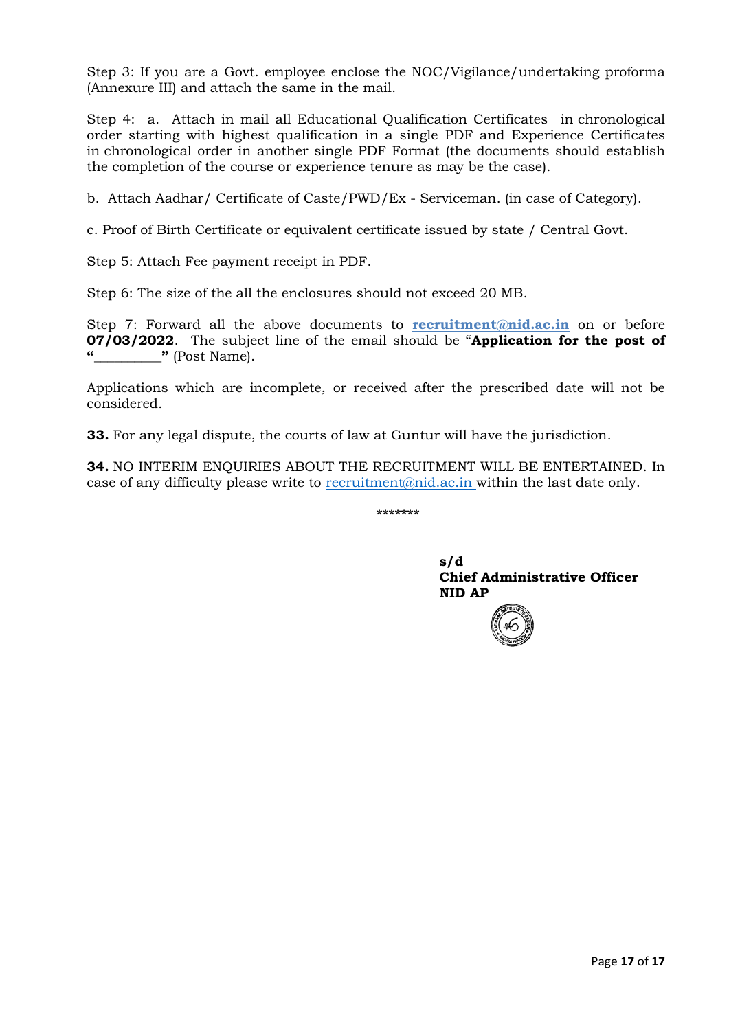Step 3: If you are a Govt. employee enclose the NOC/Vigilance/undertaking proforma (Annexure III) and attach the same in the mail.

Step 4: a. Attach in mail all Educational Qualification Certificates in chronological order starting with highest qualification in a single PDF and Experience Certificates in chronological order in another single PDF Format (the documents should establish the completion of the course or experience tenure as may be the case).

b. Attach Aadhar/ Certificate of Caste/PWD/Ex - Serviceman. (in case of Category).

c. Proof of Birth Certificate or equivalent certificate issued by state / Central Govt.

Step 5: Attach Fee payment receipt in PDF.

Step 6: The size of the all the enclosures should not exceed 20 MB.

Step 7: Forward all the above documents to **recruitment@nid.ac.in** on or before **07/03/2022**. The subject line of the email should be "**Application for the post of "__________"** (Post Name).

Applications which are incomplete, or received after the prescribed date will not be considered.

**33.** For any legal dispute, the courts of law at Guntur will have the jurisdiction.

**34.** NO INTERIM ENQUIRIES ABOUT THE RECRUITMENT WILL BE ENTERTAINED. In case of any difficulty please write to recruitment@nid.ac.in within the last date only.

*******

**s/d**
**Chief Administrative Officer**
**NID AP**